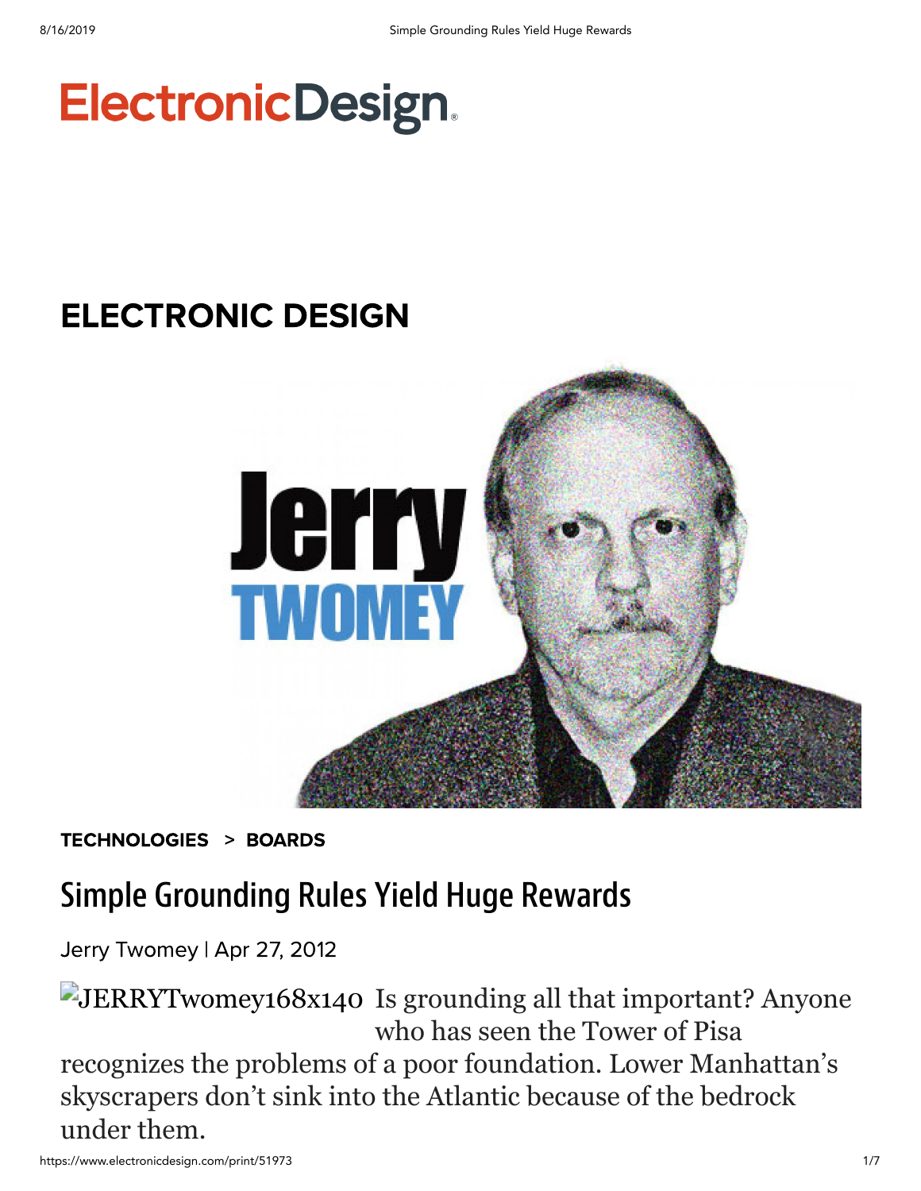# ElectronicDesign

## ELECTRONIC DESIGN

TECHNOLOGIES > BOARDS

# Simple Grounding Rules Yield Huge Rewards

Jerry Twomey | Apr 27, 2012

JERRYTwomey168x140 Is grounding all that important? Anyone who has seen the Tower of Pisa recognizes the problems of a poor foundation. Lower Manhattan's skyscrapers don't sink into the Atlantic because of the bedrock under them.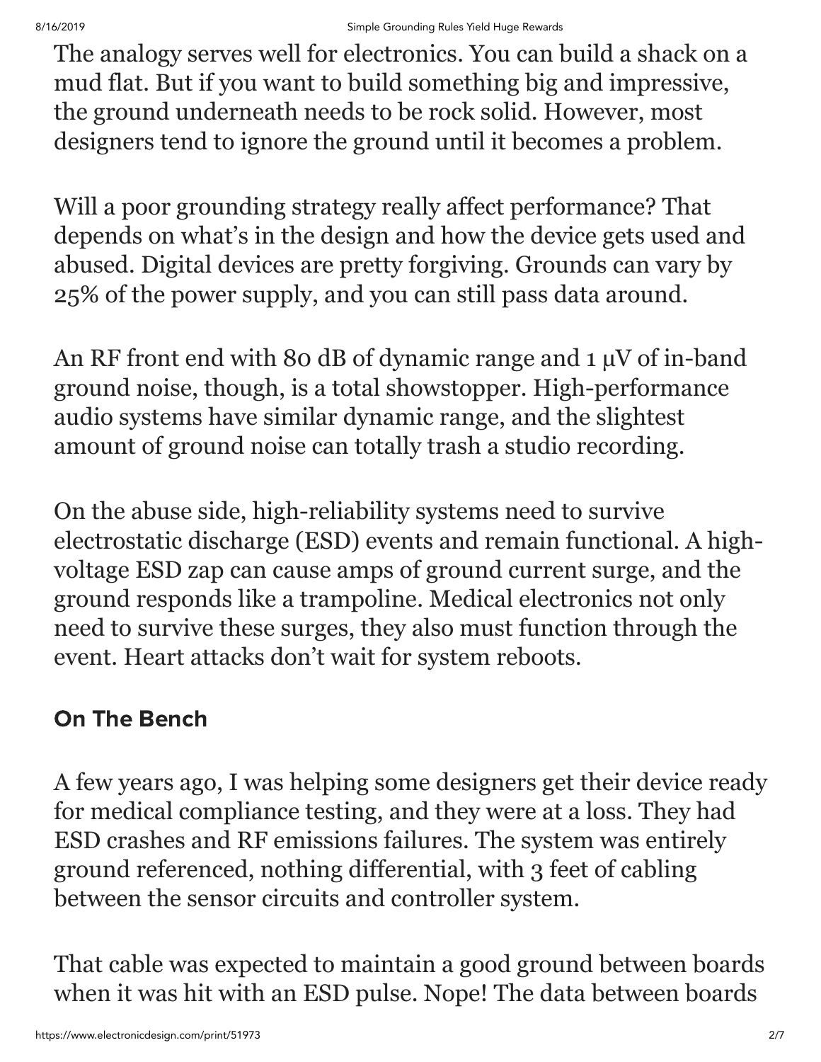The analogy serves well for electronics. You can build a shack on a mud flat. But if you want to build something big and impressive, the ground underneath needs to be rock solid. However, most designers tend to ignore the ground until it becomes a problem.

Will a poor grounding strategy really affect performance? That depends on what's in the design and how the device gets used and abused. Digital devices are pretty forgiving. Grounds can vary by 25% of the power supply, and you can still pass data around.

An RF front end with 80 dB of dynamic range and 1 µV of in-band ground noise, though, is a total showstopper. High-performance audio systems have similar dynamic range, and the slightest amount of ground noise can totally trash a studio recording.

On the abuse side, high-reliability systems need to survive electrostatic discharge (ESD) events and remain functional. A high-voltage ESD zap can cause amps of ground current surge, and the ground responds like a trampoline. Medical electronics not only need to survive these surges, they also must function through the event. Heart attacks don't wait for system reboots.

## On The Bench

A few years ago, I was helping some designers get their device ready for medical compliance testing, and they were at a loss. They had ESD crashes and RF emissions failures. The system was entirely ground referenced, nothing differential, with 3 feet of cabling between the sensor circuits and controller system.

That cable was expected to maintain a good ground between boards when it was hit with an ESD pulse. Nope! The data between boards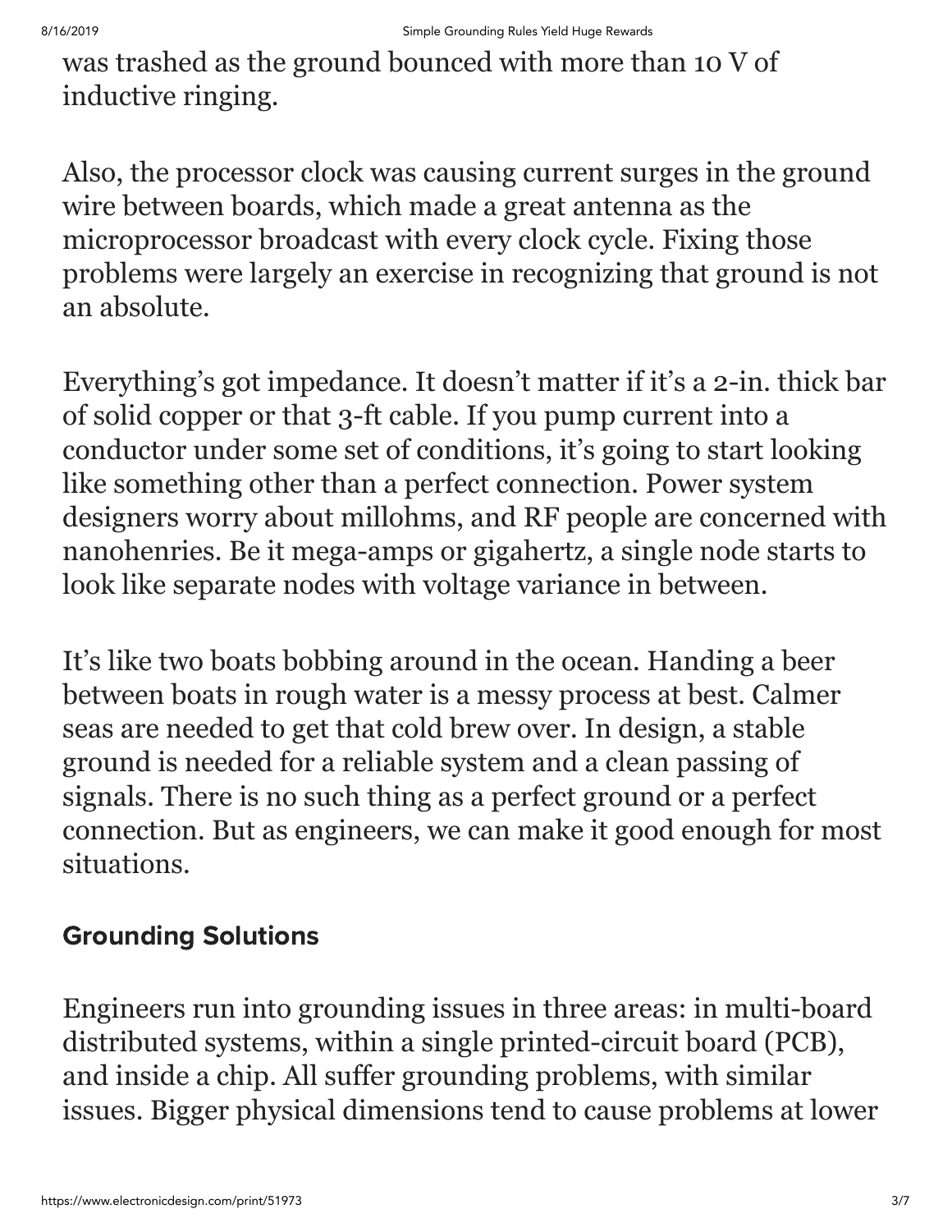was trashed as the ground bounced with more than 10 V of inductive ringing.

Also, the processor clock was causing current surges in the ground wire between boards, which made a great antenna as the microprocessor broadcast with every clock cycle. Fixing those problems were largely an exercise in recognizing that ground is not an absolute.

Everything's got impedance. It doesn't matter if it's a 2-in. thick bar of solid copper or that 3-ft cable. If you pump current into a conductor under some set of conditions, it's going to start looking like something other than a perfect connection. Power system designers worry about millohms, and RF people are concerned with nanohenries. Be it mega-amps or gigahertz, a single node starts to look like separate nodes with voltage variance in between.

It's like two boats bobbing around in the ocean. Handing a beer between boats in rough water is a messy process at best. Calmer seas are needed to get that cold brew over. In design, a stable ground is needed for a reliable system and a clean passing of signals. There is no such thing as a perfect ground or a perfect connection. But as engineers, we can make it good enough for most situations.

## Grounding Solutions

Engineers run into grounding issues in three areas: in multi-board distributed systems, within a single printed-circuit board (PCB), and inside a chip. All suffer grounding problems, with similar issues. Bigger physical dimensions tend to cause problems at lower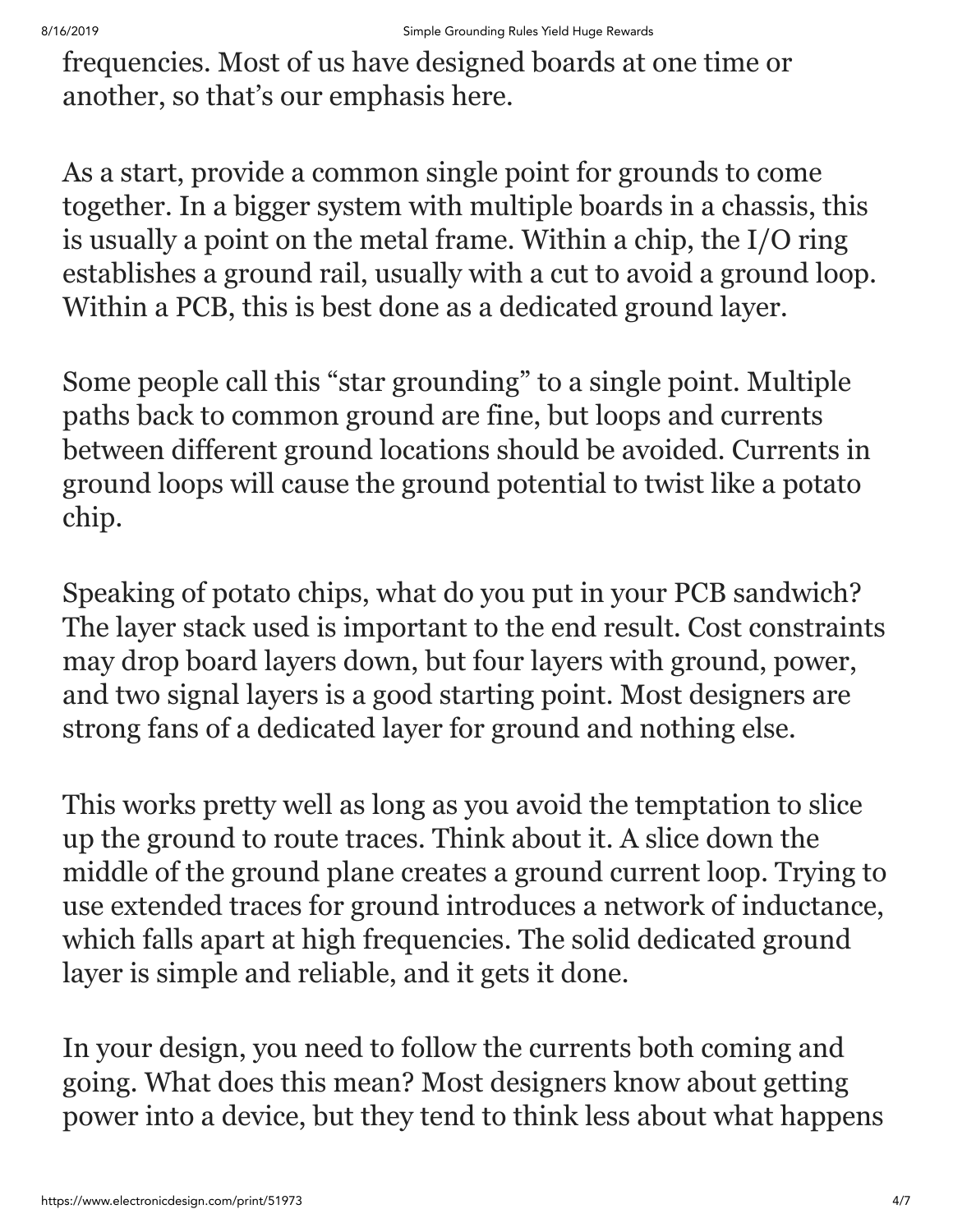frequencies. Most of us have designed boards at one time or another, so that's our emphasis here.

As a start, provide a common single point for grounds to come together. In a bigger system with multiple boards in a chassis, this is usually a point on the metal frame. Within a chip, the I/O ring establishes a ground rail, usually with a cut to avoid a ground loop. Within a PCB, this is best done as a dedicated ground layer.

Some people call this "star grounding" to a single point. Multiple paths back to common ground are fine, but loops and currents between different ground locations should be avoided. Currents in ground loops will cause the ground potential to twist like a potato chip.

Speaking of potato chips, what do you put in your PCB sandwich? The layer stack used is important to the end result. Cost constraints may drop board layers down, but four layers with ground, power, and two signal layers is a good starting point. Most designers are strong fans of a dedicated layer for ground and nothing else.

This works pretty well as long as you avoid the temptation to slice up the ground to route traces. Think about it. A slice down the middle of the ground plane creates a ground current loop. Trying to use extended traces for ground introduces a network of inductance, which falls apart at high frequencies. The solid dedicated ground layer is simple and reliable, and it gets it done.

In your design, you need to follow the currents both coming and going. What does this mean? Most designers know about getting power into a device, but they tend to think less about what happens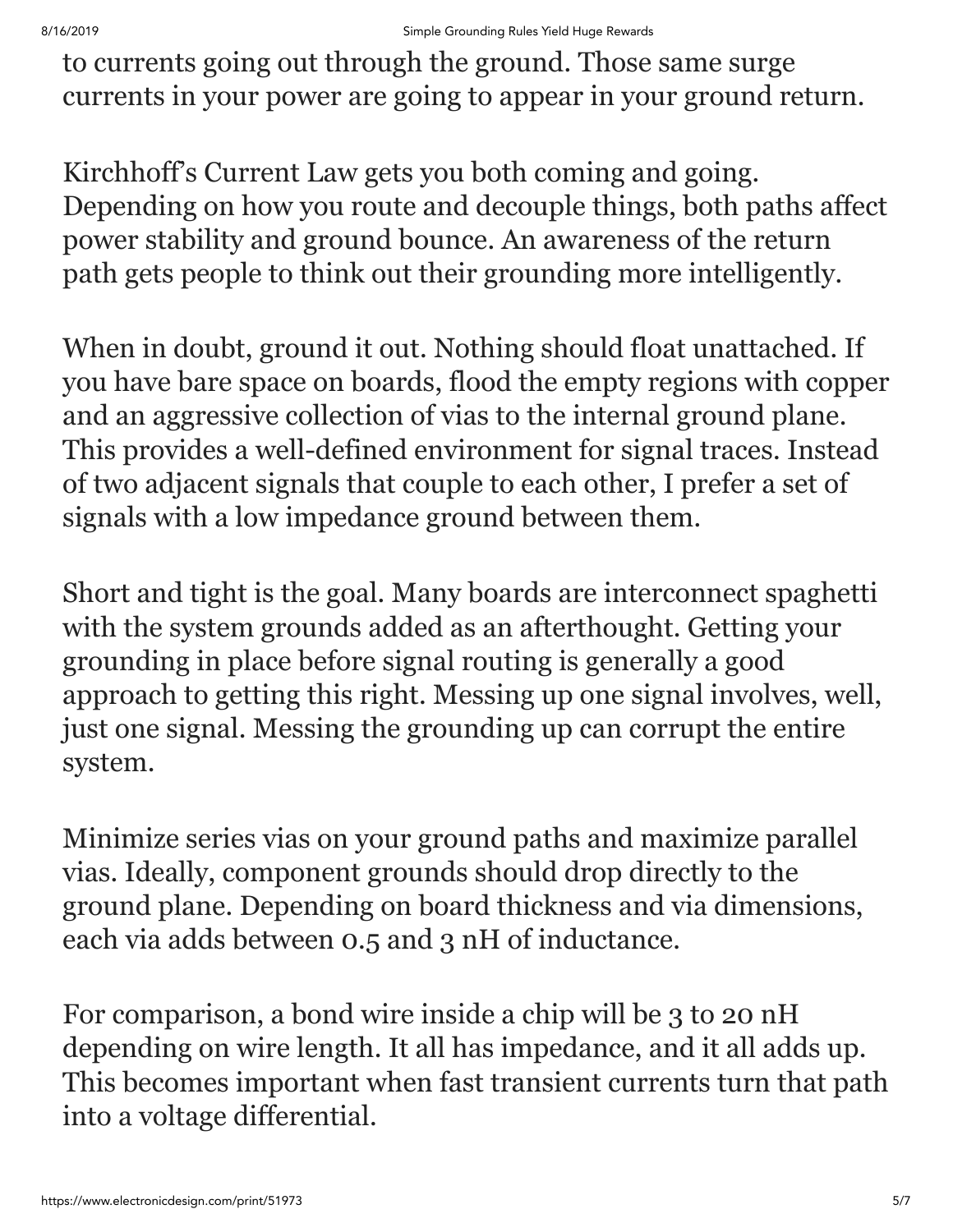to currents going out through the ground. Those same surge currents in your power are going to appear in your ground return.

Kirchhoff's Current Law gets you both coming and going. Depending on how you route and decouple things, both paths affect power stability and ground bounce. An awareness of the return path gets people to think out their grounding more intelligently.

When in doubt, ground it out. Nothing should float unattached. If you have bare space on boards, flood the empty regions with copper and an aggressive collection of vias to the internal ground plane. This provides a well-defined environment for signal traces. Instead of two adjacent signals that couple to each other, I prefer a set of signals with a low impedance ground between them.

Short and tight is the goal. Many boards are interconnect spaghetti with the system grounds added as an afterthought. Getting your grounding in place before signal routing is generally a good approach to getting this right. Messing up one signal involves, well, just one signal. Messing the grounding up can corrupt the entire system.

Minimize series vias on your ground paths and maximize parallel vias. Ideally, component grounds should drop directly to the ground plane. Depending on board thickness and via dimensions, each via adds between 0.5 and 3 nH of inductance.

For comparison, a bond wire inside a chip will be 3 to 20 nH depending on wire length. It all has impedance, and it all adds up. This becomes important when fast transient currents turn that path into a voltage differential.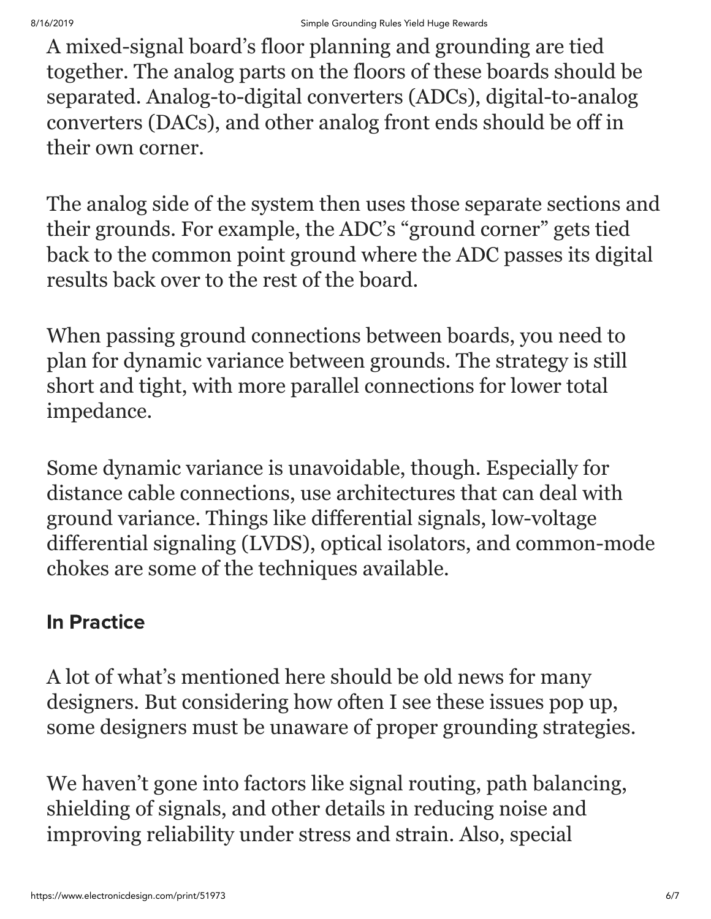A mixed-signal board's floor planning and grounding are tied together. The analog parts on the floors of these boards should be separated. Analog-to-digital converters (ADCs), digital-to-analog converters (DACs), and other analog front ends should be off in their own corner.

The analog side of the system then uses those separate sections and their grounds. For example, the ADC's "ground corner" gets tied back to the common point ground where the ADC passes its digital results back over to the rest of the board.

When passing ground connections between boards, you need to plan for dynamic variance between grounds. The strategy is still short and tight, with more parallel connections for lower total impedance.

Some dynamic variance is unavoidable, though. Especially for distance cable connections, use architectures that can deal with ground variance. Things like differential signals, low-voltage differential signaling (LVDS), optical isolators, and common-mode chokes are some of the techniques available.

## In Practice

A lot of what's mentioned here should be old news for many designers. But considering how often I see these issues pop up, some designers must be unaware of proper grounding strategies.

We haven't gone into factors like signal routing, path balancing, shielding of signals, and other details in reducing noise and improving reliability under stress and strain. Also, special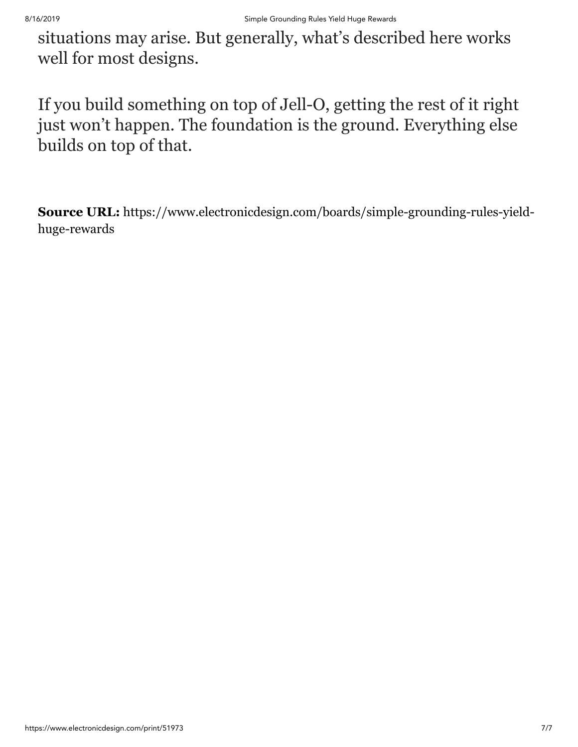situations may arise. But generally, what's described here works well for most designs.

If you build something on top of Jell-O, getting the rest of it right just won't happen. The foundation is the ground. Everything else builds on top of that.

**Source URL:** https://www.electronicdesign.com/boards/simple-grounding-rules-yield-huge-rewards